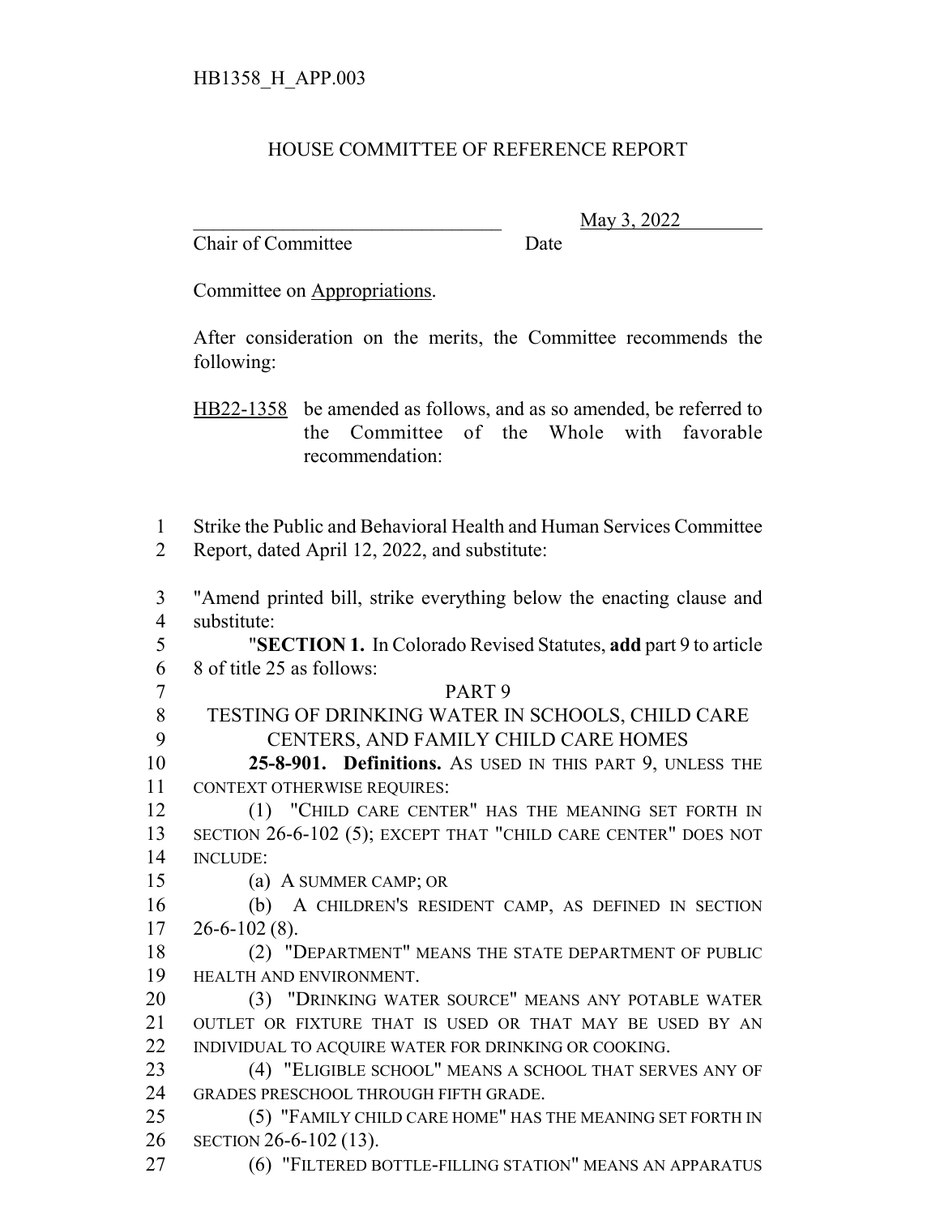HB1358_H_APP.003

# HOUSE COMMITTEE OF REFERENCE REPORT

_______________________________ May 3, 2022

Chair of Committee Date

Committee on Appropriations.

After consideration on the merits, the Committee recommends the following:

HB22-1358 be amended as follows, and as so amended, be referred to the Committee of the Whole with favorable recommendation:

1 Strike the Public and Behavioral Health and Human Services Committee
2 Report, dated April 12, 2022, and substitute:

3 "Amend printed bill, strike everything below the enacting clause and
4 substitute:
5 "**SECTION 1.** In Colorado Revised Statutes, **add** part 9 to article
6 8 of title 25 as follows:
7 PART 9
8 TESTING OF DRINKING WATER IN SCHOOLS, CHILD CARE
9 CENTERS, AND FAMILY CHILD CARE HOMES
10 **25-8-901. Definitions.** AS USED IN THIS PART 9, UNLESS THE
11 CONTEXT OTHERWISE REQUIRES:
12 (1) "CHILD CARE CENTER" HAS THE MEANING SET FORTH IN
13 SECTION 26-6-102 (5); EXCEPT THAT "CHILD CARE CENTER" DOES NOT
14 INCLUDE:
15 (a) A SUMMER CAMP; OR
16 (b) A CHILDREN'S RESIDENT CAMP, AS DEFINED IN SECTION
17 26-6-102 (8).
18 (2) "DEPARTMENT" MEANS THE STATE DEPARTMENT OF PUBLIC
19 HEALTH AND ENVIRONMENT.
20 (3) "DRINKING WATER SOURCE" MEANS ANY POTABLE WATER
21 OUTLET OR FIXTURE THAT IS USED OR THAT MAY BE USED BY AN
22 INDIVIDUAL TO ACQUIRE WATER FOR DRINKING OR COOKING.
23 (4) "ELIGIBLE SCHOOL" MEANS A SCHOOL THAT SERVES ANY OF
24 GRADES PRESCHOOL THROUGH FIFTH GRADE.
25 (5) "FAMILY CHILD CARE HOME" HAS THE MEANING SET FORTH IN
26 SECTION 26-6-102 (13).
27 (6) "FILTERED BOTTLE-FILLING STATION" MEANS AN APPARATUS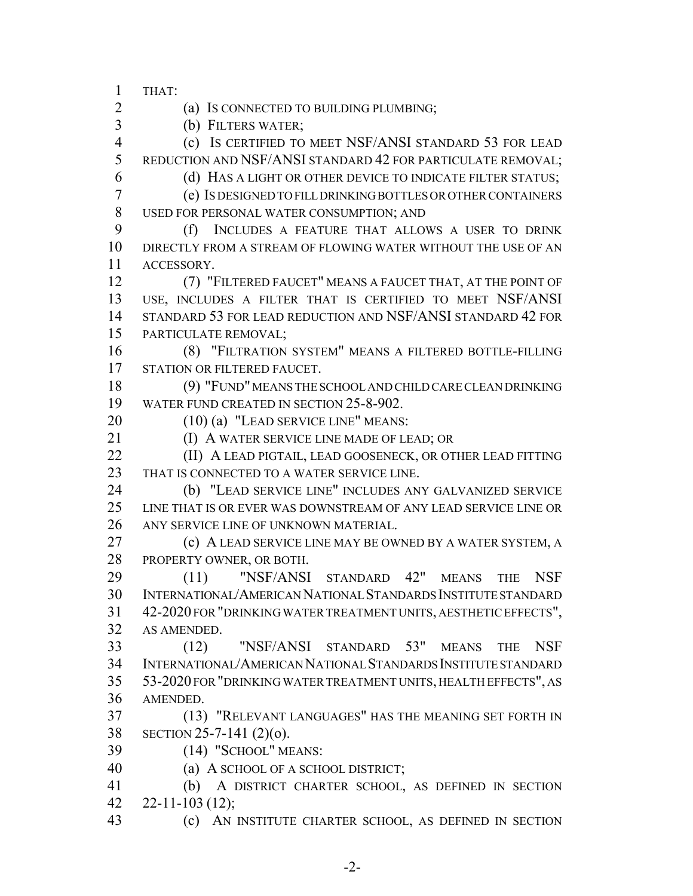THAT:

(a) IS CONNECTED TO BUILDING PLUMBING;

(b) FILTERS WATER;

(c) IS CERTIFIED TO MEET NSF/ANSI STANDARD 53 FOR LEAD REDUCTION AND NSF/ANSI STANDARD 42 FOR PARTICULATE REMOVAL;

(d) HAS A LIGHT OR OTHER DEVICE TO INDICATE FILTER STATUS;

(e) IS DESIGNED TO FILL DRINKING BOTTLES OR OTHER CONTAINERS USED FOR PERSONAL WATER CONSUMPTION; AND

(f) INCLUDES A FEATURE THAT ALLOWS A USER TO DRINK DIRECTLY FROM A STREAM OF FLOWING WATER WITHOUT THE USE OF AN ACCESSORY.

(7) "FILTERED FAUCET" MEANS A FAUCET THAT, AT THE POINT OF USE, INCLUDES A FILTER THAT IS CERTIFIED TO MEET NSF/ANSI STANDARD 53 FOR LEAD REDUCTION AND NSF/ANSI STANDARD 42 FOR PARTICULATE REMOVAL;

(8) "FILTRATION SYSTEM" MEANS A FILTERED BOTTLE-FILLING STATION OR FILTERED FAUCET.

(9) "FUND" MEANS THE SCHOOL AND CHILD CARE CLEAN DRINKING WATER FUND CREATED IN SECTION 25-8-902.

(10) (a) "LEAD SERVICE LINE" MEANS:

(I) A WATER SERVICE LINE MADE OF LEAD; OR

(II) A LEAD PIGTAIL, LEAD GOOSENECK, OR OTHER LEAD FITTING THAT IS CONNECTED TO A WATER SERVICE LINE.

(b) "LEAD SERVICE LINE" INCLUDES ANY GALVANIZED SERVICE LINE THAT IS OR EVER WAS DOWNSTREAM OF ANY LEAD SERVICE LINE OR ANY SERVICE LINE OF UNKNOWN MATERIAL.

(c) A LEAD SERVICE LINE MAY BE OWNED BY A WATER SYSTEM, A PROPERTY OWNER, OR BOTH.

(11) "NSF/ANSI STANDARD 42" MEANS THE NSF INTERNATIONAL/AMERICAN NATIONAL STANDARDS INSTITUTE STANDARD 42-2020 FOR "DRINKING WATER TREATMENT UNITS, AESTHETIC EFFECTS", AS AMENDED.

(12) "NSF/ANSI STANDARD 53" MEANS THE NSF INTERNATIONAL/AMERICAN NATIONAL STANDARDS INSTITUTE STANDARD 53-2020 FOR "DRINKING WATER TREATMENT UNITS, HEALTH EFFECTS", AS AMENDED.

(13) "RELEVANT LANGUAGES" HAS THE MEANING SET FORTH IN SECTION 25-7-141 (2)(o).

(14) "SCHOOL" MEANS:

(a) A SCHOOL OF A SCHOOL DISTRICT;

(b) A DISTRICT CHARTER SCHOOL, AS DEFINED IN SECTION 22-11-103 (12);

(c) AN INSTITUTE CHARTER SCHOOL, AS DEFINED IN SECTION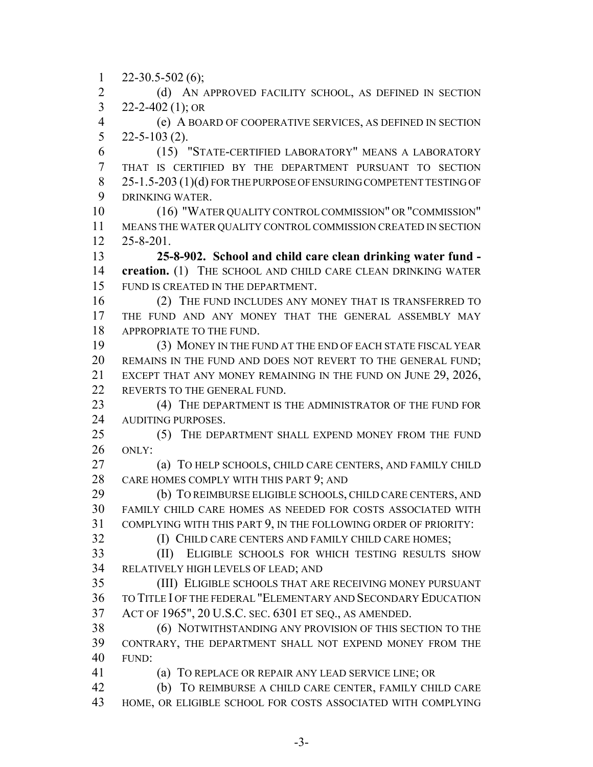22-30.5-502 (6);

(d) AN APPROVED FACILITY SCHOOL, AS DEFINED IN SECTION 22-2-402 (1); OR

(e) A BOARD OF COOPERATIVE SERVICES, AS DEFINED IN SECTION 22-5-103 (2).

(15) "STATE-CERTIFIED LABORATORY" MEANS A LABORATORY THAT IS CERTIFIED BY THE DEPARTMENT PURSUANT TO SECTION 25-1.5-203 (1)(d) FOR THE PURPOSE OF ENSURING COMPETENT TESTING OF DRINKING WATER.

(16) "WATER QUALITY CONTROL COMMISSION" OR "COMMISSION" MEANS THE WATER QUALITY CONTROL COMMISSION CREATED IN SECTION 25-8-201.

**25-8-902. School and child care clean drinking water fund - creation.** (1) THE SCHOOL AND CHILD CARE CLEAN DRINKING WATER FUND IS CREATED IN THE DEPARTMENT.

(2) THE FUND INCLUDES ANY MONEY THAT IS TRANSFERRED TO THE FUND AND ANY MONEY THAT THE GENERAL ASSEMBLY MAY APPROPRIATE TO THE FUND.

(3) MONEY IN THE FUND AT THE END OF EACH STATE FISCAL YEAR REMAINS IN THE FUND AND DOES NOT REVERT TO THE GENERAL FUND; EXCEPT THAT ANY MONEY REMAINING IN THE FUND ON JUNE 29, 2026, REVERTS TO THE GENERAL FUND.

(4) THE DEPARTMENT IS THE ADMINISTRATOR OF THE FUND FOR AUDITING PURPOSES.

(5) THE DEPARTMENT SHALL EXPEND MONEY FROM THE FUND ONLY:

(a) TO HELP SCHOOLS, CHILD CARE CENTERS, AND FAMILY CHILD CARE HOMES COMPLY WITH THIS PART 9; AND

(b) TO REIMBURSE ELIGIBLE SCHOOLS, CHILD CARE CENTERS, AND FAMILY CHILD CARE HOMES AS NEEDED FOR COSTS ASSOCIATED WITH COMPLYING WITH THIS PART 9, IN THE FOLLOWING ORDER OF PRIORITY:

(I) CHILD CARE CENTERS AND FAMILY CHILD CARE HOMES;

(II) ELIGIBLE SCHOOLS FOR WHICH TESTING RESULTS SHOW RELATIVELY HIGH LEVELS OF LEAD; AND

(III) ELIGIBLE SCHOOLS THAT ARE RECEIVING MONEY PURSUANT TO TITLE I OF THE FEDERAL "ELEMENTARY AND SECONDARY EDUCATION ACT OF 1965", 20 U.S.C. SEC. 6301 ET SEQ., AS AMENDED.

(6) NOTWITHSTANDING ANY PROVISION OF THIS SECTION TO THE CONTRARY, THE DEPARTMENT SHALL NOT EXPEND MONEY FROM THE FUND:

(a) TO REPLACE OR REPAIR ANY LEAD SERVICE LINE; OR

(b) TO REIMBURSE A CHILD CARE CENTER, FAMILY CHILD CARE HOME, OR ELIGIBLE SCHOOL FOR COSTS ASSOCIATED WITH COMPLYING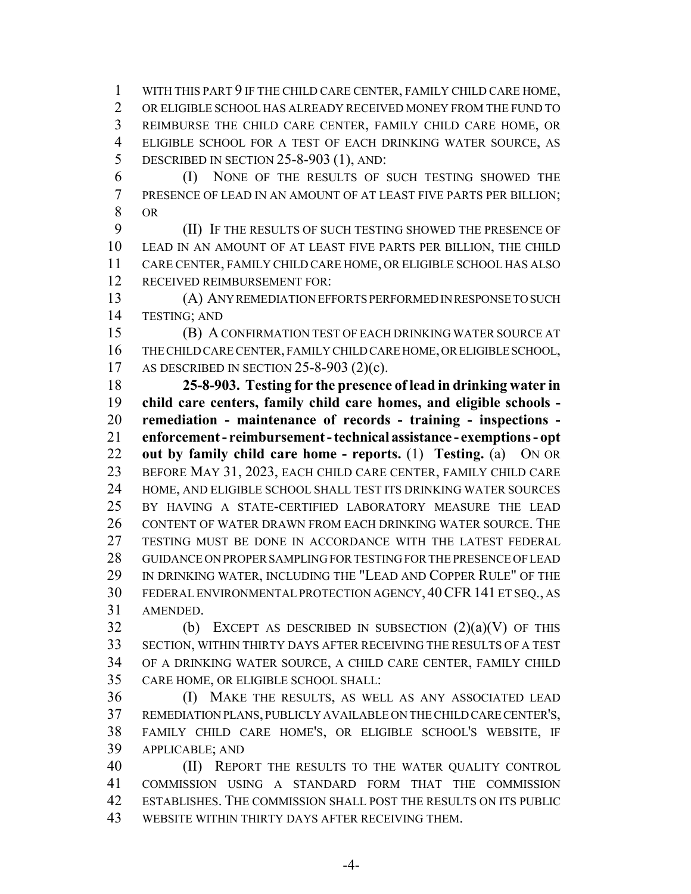WITH THIS PART 9 IF THE CHILD CARE CENTER, FAMILY CHILD CARE HOME, OR ELIGIBLE SCHOOL HAS ALREADY RECEIVED MONEY FROM THE FUND TO REIMBURSE THE CHILD CARE CENTER, FAMILY CHILD CARE HOME, OR ELIGIBLE SCHOOL FOR A TEST OF EACH DRINKING WATER SOURCE, AS DESCRIBED IN SECTION 25-8-903 (1), AND:

(I) NONE OF THE RESULTS OF SUCH TESTING SHOWED THE PRESENCE OF LEAD IN AN AMOUNT OF AT LEAST FIVE PARTS PER BILLION; OR

(II) IF THE RESULTS OF SUCH TESTING SHOWED THE PRESENCE OF LEAD IN AN AMOUNT OF AT LEAST FIVE PARTS PER BILLION, THE CHILD CARE CENTER, FAMILY CHILD CARE HOME, OR ELIGIBLE SCHOOL HAS ALSO RECEIVED REIMBURSEMENT FOR:

(A) ANY REMEDIATION EFFORTS PERFORMED IN RESPONSE TO SUCH TESTING; AND

(B) A CONFIRMATION TEST OF EACH DRINKING WATER SOURCE AT THE CHILD CARE CENTER, FAMILY CHILD CARE HOME, OR ELIGIBLE SCHOOL, AS DESCRIBED IN SECTION 25-8-903 (2)(c).

**25-8-903. Testing for the presence of lead in drinking water in child care centers, family child care homes, and eligible schools - remediation - maintenance of records - training - inspections - enforcement - reimbursement - technical assistance - exemptions - opt out by family child care home - reports.** (1) **Testing.** (a) ON OR BEFORE MAY 31, 2023, EACH CHILD CARE CENTER, FAMILY CHILD CARE HOME, AND ELIGIBLE SCHOOL SHALL TEST ITS DRINKING WATER SOURCES BY HAVING A STATE-CERTIFIED LABORATORY MEASURE THE LEAD CONTENT OF WATER DRAWN FROM EACH DRINKING WATER SOURCE. THE TESTING MUST BE DONE IN ACCORDANCE WITH THE LATEST FEDERAL GUIDANCE ON PROPER SAMPLING FOR TESTING FOR THE PRESENCE OF LEAD IN DRINKING WATER, INCLUDING THE "LEAD AND COPPER RULE" OF THE FEDERAL ENVIRONMENTAL PROTECTION AGENCY, 40 CFR 141 ET SEQ., AS AMENDED.

(b) EXCEPT AS DESCRIBED IN SUBSECTION (2)(a)(V) OF THIS SECTION, WITHIN THIRTY DAYS AFTER RECEIVING THE RESULTS OF A TEST OF A DRINKING WATER SOURCE, A CHILD CARE CENTER, FAMILY CHILD CARE HOME, OR ELIGIBLE SCHOOL SHALL:

(I) MAKE THE RESULTS, AS WELL AS ANY ASSOCIATED LEAD REMEDIATION PLANS, PUBLICLY AVAILABLE ON THE CHILD CARE CENTER'S, FAMILY CHILD CARE HOME'S, OR ELIGIBLE SCHOOL'S WEBSITE, IF APPLICABLE; AND

(II) REPORT THE RESULTS TO THE WATER QUALITY CONTROL COMMISSION USING A STANDARD FORM THAT THE COMMISSION ESTABLISHES. THE COMMISSION SHALL POST THE RESULTS ON ITS PUBLIC WEBSITE WITHIN THIRTY DAYS AFTER RECEIVING THEM.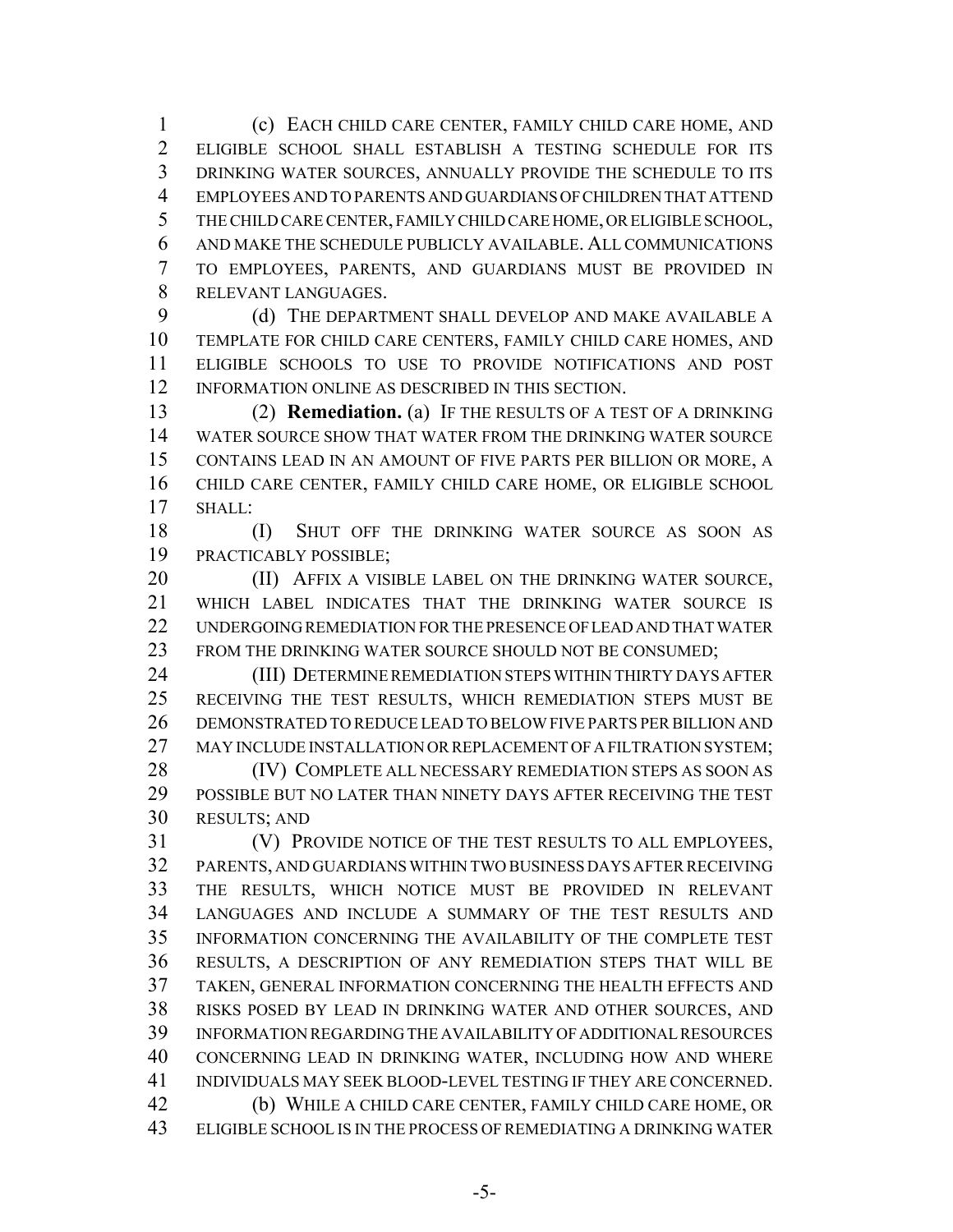(c) EACH CHILD CARE CENTER, FAMILY CHILD CARE HOME, AND ELIGIBLE SCHOOL SHALL ESTABLISH A TESTING SCHEDULE FOR ITS DRINKING WATER SOURCES, ANNUALLY PROVIDE THE SCHEDULE TO ITS EMPLOYEES AND TO PARENTS AND GUARDIANS OF CHILDREN THAT ATTEND THE CHILD CARE CENTER, FAMILY CHILD CARE HOME, OR ELIGIBLE SCHOOL, AND MAKE THE SCHEDULE PUBLICLY AVAILABLE. ALL COMMUNICATIONS TO EMPLOYEES, PARENTS, AND GUARDIANS MUST BE PROVIDED IN RELEVANT LANGUAGES.

(d) THE DEPARTMENT SHALL DEVELOP AND MAKE AVAILABLE A TEMPLATE FOR CHILD CARE CENTERS, FAMILY CHILD CARE HOMES, AND ELIGIBLE SCHOOLS TO USE TO PROVIDE NOTIFICATIONS AND POST INFORMATION ONLINE AS DESCRIBED IN THIS SECTION.

(2) **Remediation.** (a) IF THE RESULTS OF A TEST OF A DRINKING WATER SOURCE SHOW THAT WATER FROM THE DRINKING WATER SOURCE CONTAINS LEAD IN AN AMOUNT OF FIVE PARTS PER BILLION OR MORE, A CHILD CARE CENTER, FAMILY CHILD CARE HOME, OR ELIGIBLE SCHOOL SHALL:

(I) SHUT OFF THE DRINKING WATER SOURCE AS SOON AS PRACTICABLY POSSIBLE;

(II) AFFIX A VISIBLE LABEL ON THE DRINKING WATER SOURCE, WHICH LABEL INDICATES THAT THE DRINKING WATER SOURCE IS UNDERGOING REMEDIATION FOR THE PRESENCE OF LEAD AND THAT WATER FROM THE DRINKING WATER SOURCE SHOULD NOT BE CONSUMED;

(III) DETERMINE REMEDIATION STEPS WITHIN THIRTY DAYS AFTER RECEIVING THE TEST RESULTS, WHICH REMEDIATION STEPS MUST BE DEMONSTRATED TO REDUCE LEAD TO BELOW FIVE PARTS PER BILLION AND MAY INCLUDE INSTALLATION OR REPLACEMENT OF A FILTRATION SYSTEM;

(IV) COMPLETE ALL NECESSARY REMEDIATION STEPS AS SOON AS POSSIBLE BUT NO LATER THAN NINETY DAYS AFTER RECEIVING THE TEST RESULTS; AND

(V) PROVIDE NOTICE OF THE TEST RESULTS TO ALL EMPLOYEES, PARENTS, AND GUARDIANS WITHIN TWO BUSINESS DAYS AFTER RECEIVING THE RESULTS, WHICH NOTICE MUST BE PROVIDED IN RELEVANT LANGUAGES AND INCLUDE A SUMMARY OF THE TEST RESULTS AND INFORMATION CONCERNING THE AVAILABILITY OF THE COMPLETE TEST RESULTS, A DESCRIPTION OF ANY REMEDIATION STEPS THAT WILL BE TAKEN, GENERAL INFORMATION CONCERNING THE HEALTH EFFECTS AND RISKS POSED BY LEAD IN DRINKING WATER AND OTHER SOURCES, AND INFORMATION REGARDING THE AVAILABILITY OF ADDITIONAL RESOURCES CONCERNING LEAD IN DRINKING WATER, INCLUDING HOW AND WHERE INDIVIDUALS MAY SEEK BLOOD-LEVEL TESTING IF THEY ARE CONCERNED.

(b) WHILE A CHILD CARE CENTER, FAMILY CHILD CARE HOME, OR ELIGIBLE SCHOOL IS IN THE PROCESS OF REMEDIATING A DRINKING WATER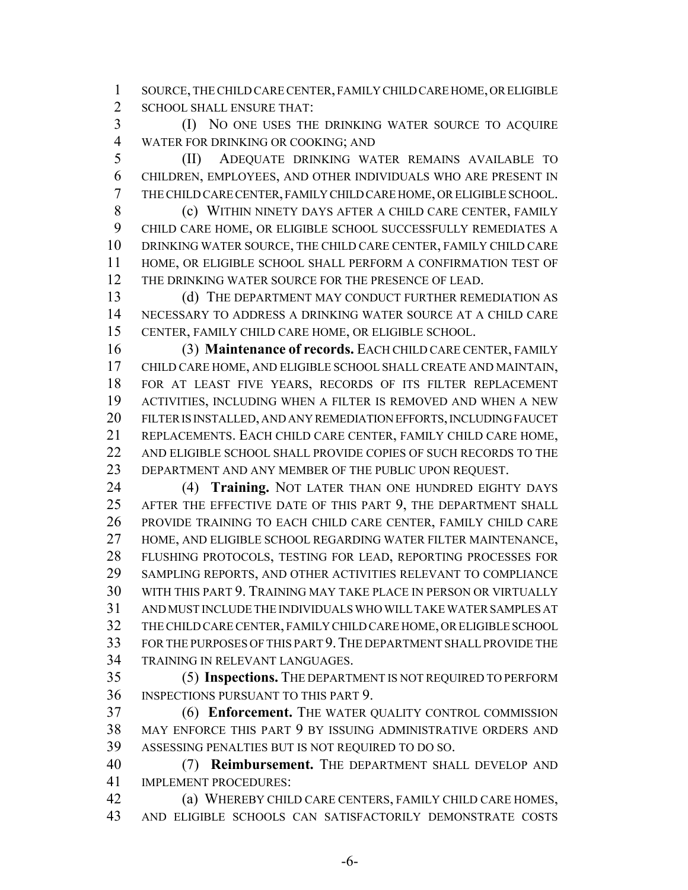SOURCE, THE CHILD CARE CENTER, FAMILY CHILD CARE HOME, OR ELIGIBLE SCHOOL SHALL ENSURE THAT:

(I) NO ONE USES THE DRINKING WATER SOURCE TO ACQUIRE WATER FOR DRINKING OR COOKING; AND

(II) ADEQUATE DRINKING WATER REMAINS AVAILABLE TO CHILDREN, EMPLOYEES, AND OTHER INDIVIDUALS WHO ARE PRESENT IN THE CHILD CARE CENTER, FAMILY CHILD CARE HOME, OR ELIGIBLE SCHOOL.

(c) WITHIN NINETY DAYS AFTER A CHILD CARE CENTER, FAMILY CHILD CARE HOME, OR ELIGIBLE SCHOOL SUCCESSFULLY REMEDIATES A DRINKING WATER SOURCE, THE CHILD CARE CENTER, FAMILY CHILD CARE HOME, OR ELIGIBLE SCHOOL SHALL PERFORM A CONFIRMATION TEST OF THE DRINKING WATER SOURCE FOR THE PRESENCE OF LEAD.

(d) THE DEPARTMENT MAY CONDUCT FURTHER REMEDIATION AS NECESSARY TO ADDRESS A DRINKING WATER SOURCE AT A CHILD CARE CENTER, FAMILY CHILD CARE HOME, OR ELIGIBLE SCHOOL.

(3) **Maintenance of records.** EACH CHILD CARE CENTER, FAMILY CHILD CARE HOME, AND ELIGIBLE SCHOOL SHALL CREATE AND MAINTAIN, FOR AT LEAST FIVE YEARS, RECORDS OF ITS FILTER REPLACEMENT ACTIVITIES, INCLUDING WHEN A FILTER IS REMOVED AND WHEN A NEW FILTER IS INSTALLED, AND ANY REMEDIATION EFFORTS, INCLUDING FAUCET REPLACEMENTS. EACH CHILD CARE CENTER, FAMILY CHILD CARE HOME, AND ELIGIBLE SCHOOL SHALL PROVIDE COPIES OF SUCH RECORDS TO THE DEPARTMENT AND ANY MEMBER OF THE PUBLIC UPON REQUEST.

(4) **Training.** NOT LATER THAN ONE HUNDRED EIGHTY DAYS AFTER THE EFFECTIVE DATE OF THIS PART 9, THE DEPARTMENT SHALL PROVIDE TRAINING TO EACH CHILD CARE CENTER, FAMILY CHILD CARE HOME, AND ELIGIBLE SCHOOL REGARDING WATER FILTER MAINTENANCE, FLUSHING PROTOCOLS, TESTING FOR LEAD, REPORTING PROCESSES FOR SAMPLING REPORTS, AND OTHER ACTIVITIES RELEVANT TO COMPLIANCE WITH THIS PART 9. TRAINING MAY TAKE PLACE IN PERSON OR VIRTUALLY AND MUST INCLUDE THE INDIVIDUALS WHO WILL TAKE WATER SAMPLES AT THE CHILD CARE CENTER, FAMILY CHILD CARE HOME, OR ELIGIBLE SCHOOL FOR THE PURPOSES OF THIS PART 9. THE DEPARTMENT SHALL PROVIDE THE TRAINING IN RELEVANT LANGUAGES.

(5) **Inspections.** THE DEPARTMENT IS NOT REQUIRED TO PERFORM INSPECTIONS PURSUANT TO THIS PART 9.

(6) **Enforcement.** THE WATER QUALITY CONTROL COMMISSION MAY ENFORCE THIS PART 9 BY ISSUING ADMINISTRATIVE ORDERS AND ASSESSING PENALTIES BUT IS NOT REQUIRED TO DO SO.

(7) **Reimbursement.** THE DEPARTMENT SHALL DEVELOP AND IMPLEMENT PROCEDURES:

(a) WHEREBY CHILD CARE CENTERS, FAMILY CHILD CARE HOMES, AND ELIGIBLE SCHOOLS CAN SATISFACTORILY DEMONSTRATE COSTS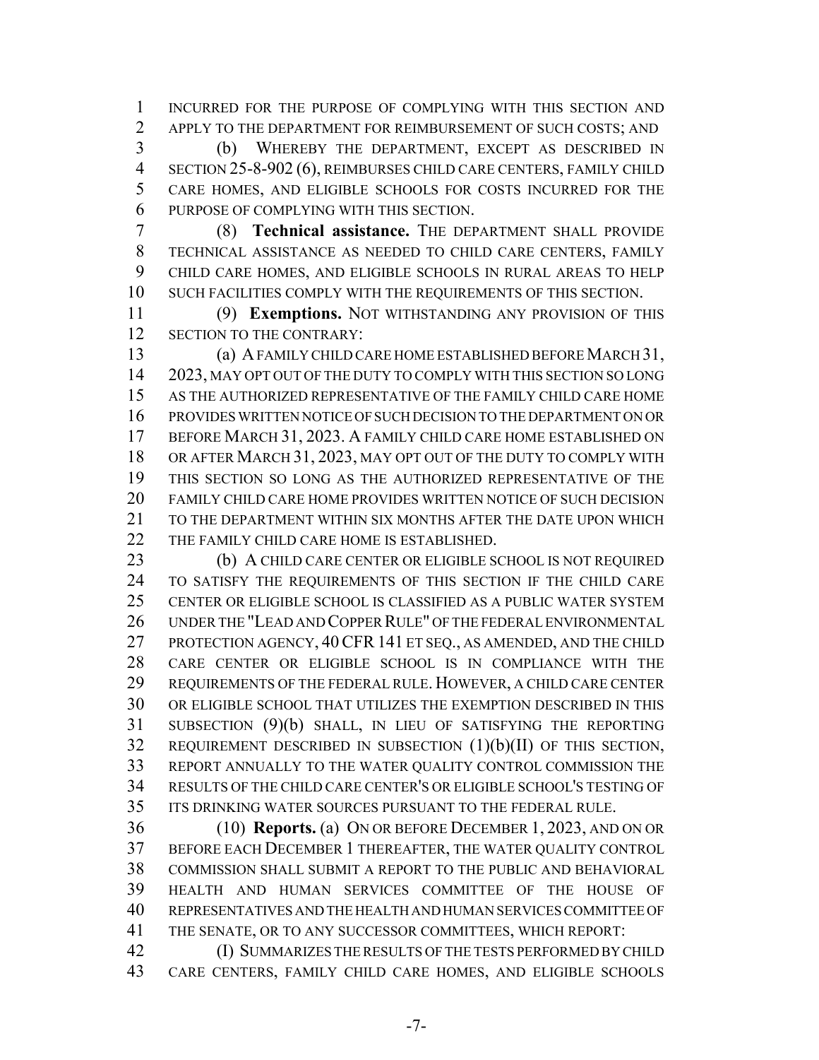INCURRED FOR THE PURPOSE OF COMPLYING WITH THIS SECTION AND APPLY TO THE DEPARTMENT FOR REIMBURSEMENT OF SUCH COSTS; AND

(b) WHEREBY THE DEPARTMENT, EXCEPT AS DESCRIBED IN SECTION 25-8-902 (6), REIMBURSES CHILD CARE CENTERS, FAMILY CHILD CARE HOMES, AND ELIGIBLE SCHOOLS FOR COSTS INCURRED FOR THE PURPOSE OF COMPLYING WITH THIS SECTION.

(8) **Technical assistance.** THE DEPARTMENT SHALL PROVIDE TECHNICAL ASSISTANCE AS NEEDED TO CHILD CARE CENTERS, FAMILY CHILD CARE HOMES, AND ELIGIBLE SCHOOLS IN RURAL AREAS TO HELP SUCH FACILITIES COMPLY WITH THE REQUIREMENTS OF THIS SECTION.

(9) **Exemptions.** NOT WITHSTANDING ANY PROVISION OF THIS SECTION TO THE CONTRARY:

(a) A FAMILY CHILD CARE HOME ESTABLISHED BEFORE MARCH 31, 2023, MAY OPT OUT OF THE DUTY TO COMPLY WITH THIS SECTION SO LONG AS THE AUTHORIZED REPRESENTATIVE OF THE FAMILY CHILD CARE HOME PROVIDES WRITTEN NOTICE OF SUCH DECISION TO THE DEPARTMENT ON OR BEFORE MARCH 31, 2023. A FAMILY CHILD CARE HOME ESTABLISHED ON OR AFTER MARCH 31, 2023, MAY OPT OUT OF THE DUTY TO COMPLY WITH THIS SECTION SO LONG AS THE AUTHORIZED REPRESENTATIVE OF THE FAMILY CHILD CARE HOME PROVIDES WRITTEN NOTICE OF SUCH DECISION TO THE DEPARTMENT WITHIN SIX MONTHS AFTER THE DATE UPON WHICH THE FAMILY CHILD CARE HOME IS ESTABLISHED.

(b) A CHILD CARE CENTER OR ELIGIBLE SCHOOL IS NOT REQUIRED TO SATISFY THE REQUIREMENTS OF THIS SECTION IF THE CHILD CARE CENTER OR ELIGIBLE SCHOOL IS CLASSIFIED AS A PUBLIC WATER SYSTEM UNDER THE "LEAD AND COPPER RULE" OF THE FEDERAL ENVIRONMENTAL PROTECTION AGENCY, 40 CFR 141 ET SEQ., AS AMENDED, AND THE CHILD CARE CENTER OR ELIGIBLE SCHOOL IS IN COMPLIANCE WITH THE REQUIREMENTS OF THE FEDERAL RULE. HOWEVER, A CHILD CARE CENTER OR ELIGIBLE SCHOOL THAT UTILIZES THE EXEMPTION DESCRIBED IN THIS SUBSECTION (9)(b) SHALL, IN LIEU OF SATISFYING THE REPORTING REQUIREMENT DESCRIBED IN SUBSECTION (1)(b)(II) OF THIS SECTION, REPORT ANNUALLY TO THE WATER QUALITY CONTROL COMMISSION THE RESULTS OF THE CHILD CARE CENTER'S OR ELIGIBLE SCHOOL'S TESTING OF ITS DRINKING WATER SOURCES PURSUANT TO THE FEDERAL RULE.

(10) **Reports.** (a) ON OR BEFORE DECEMBER 1, 2023, AND ON OR BEFORE EACH DECEMBER 1 THEREAFTER, THE WATER QUALITY CONTROL COMMISSION SHALL SUBMIT A REPORT TO THE PUBLIC AND BEHAVIORAL HEALTH AND HUMAN SERVICES COMMITTEE OF THE HOUSE OF REPRESENTATIVES AND THE HEALTH AND HUMAN SERVICES COMMITTEE OF THE SENATE, OR TO ANY SUCCESSOR COMMITTEES, WHICH REPORT:

(I) SUMMARIZES THE RESULTS OF THE TESTS PERFORMED BY CHILD CARE CENTERS, FAMILY CHILD CARE HOMES, AND ELIGIBLE SCHOOLS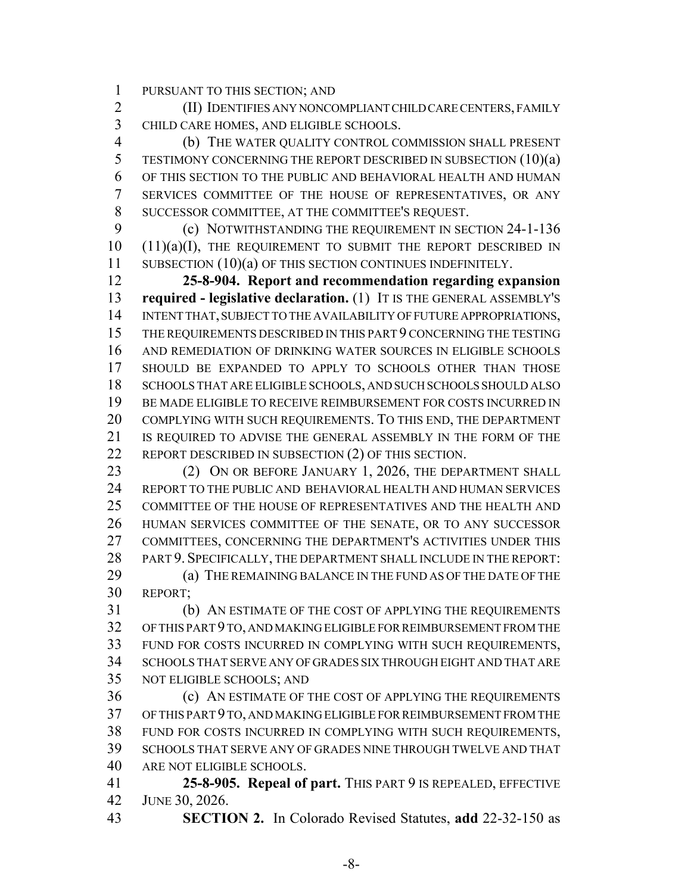PURSUANT TO THIS SECTION; AND

(II) IDENTIFIES ANY NONCOMPLIANT CHILD CARE CENTERS, FAMILY CHILD CARE HOMES, AND ELIGIBLE SCHOOLS.

(b) THE WATER QUALITY CONTROL COMMISSION SHALL PRESENT TESTIMONY CONCERNING THE REPORT DESCRIBED IN SUBSECTION (10)(a) OF THIS SECTION TO THE PUBLIC AND BEHAVIORAL HEALTH AND HUMAN SERVICES COMMITTEE OF THE HOUSE OF REPRESENTATIVES, OR ANY SUCCESSOR COMMITTEE, AT THE COMMITTEE'S REQUEST.

(c) NOTWITHSTANDING THE REQUIREMENT IN SECTION 24-1-136 (11)(a)(I), THE REQUIREMENT TO SUBMIT THE REPORT DESCRIBED IN SUBSECTION (10)(a) OF THIS SECTION CONTINUES INDEFINITELY.

**25-8-904. Report and recommendation regarding expansion required - legislative declaration.** (1) IT IS THE GENERAL ASSEMBLY'S INTENT THAT, SUBJECT TO THE AVAILABILITY OF FUTURE APPROPRIATIONS, THE REQUIREMENTS DESCRIBED IN THIS PART 9 CONCERNING THE TESTING AND REMEDIATION OF DRINKING WATER SOURCES IN ELIGIBLE SCHOOLS SHOULD BE EXPANDED TO APPLY TO SCHOOLS OTHER THAN THOSE SCHOOLS THAT ARE ELIGIBLE SCHOOLS, AND SUCH SCHOOLS SHOULD ALSO BE MADE ELIGIBLE TO RECEIVE REIMBURSEMENT FOR COSTS INCURRED IN COMPLYING WITH SUCH REQUIREMENTS. TO THIS END, THE DEPARTMENT IS REQUIRED TO ADVISE THE GENERAL ASSEMBLY IN THE FORM OF THE REPORT DESCRIBED IN SUBSECTION (2) OF THIS SECTION.

(2) ON OR BEFORE JANUARY 1, 2026, THE DEPARTMENT SHALL REPORT TO THE PUBLIC AND BEHAVIORAL HEALTH AND HUMAN SERVICES COMMITTEE OF THE HOUSE OF REPRESENTATIVES AND THE HEALTH AND HUMAN SERVICES COMMITTEE OF THE SENATE, OR TO ANY SUCCESSOR COMMITTEES, CONCERNING THE DEPARTMENT'S ACTIVITIES UNDER THIS PART 9. SPECIFICALLY, THE DEPARTMENT SHALL INCLUDE IN THE REPORT:

(a) THE REMAINING BALANCE IN THE FUND AS OF THE DATE OF THE REPORT;

(b) AN ESTIMATE OF THE COST OF APPLYING THE REQUIREMENTS OF THIS PART 9 TO, AND MAKING ELIGIBLE FOR REIMBURSEMENT FROM THE FUND FOR COSTS INCURRED IN COMPLYING WITH SUCH REQUIREMENTS, SCHOOLS THAT SERVE ANY OF GRADES SIX THROUGH EIGHT AND THAT ARE NOT ELIGIBLE SCHOOLS; AND

(c) AN ESTIMATE OF THE COST OF APPLYING THE REQUIREMENTS OF THIS PART 9 TO, AND MAKING ELIGIBLE FOR REIMBURSEMENT FROM THE FUND FOR COSTS INCURRED IN COMPLYING WITH SUCH REQUIREMENTS, SCHOOLS THAT SERVE ANY OF GRADES NINE THROUGH TWELVE AND THAT ARE NOT ELIGIBLE SCHOOLS.

**25-8-905. Repeal of part.** THIS PART 9 IS REPEALED, EFFECTIVE JUNE 30, 2026.

**SECTION 2.** In Colorado Revised Statutes, **add** 22-32-150 as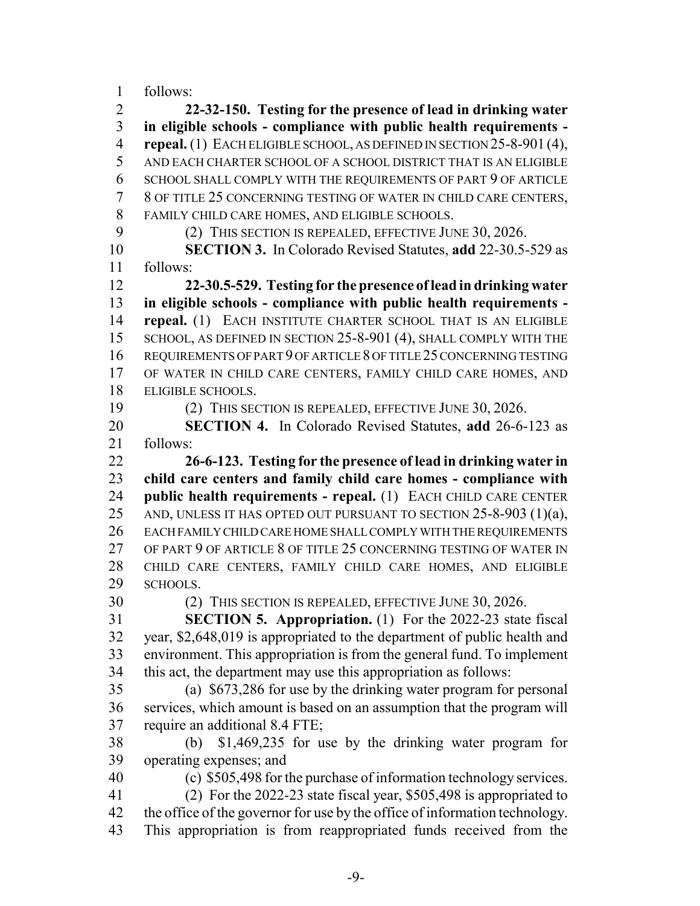follows:

**22-32-150. Testing for the presence of lead in drinking water in eligible schools - compliance with public health requirements - repeal.** (1) EACH ELIGIBLE SCHOOL, AS DEFINED IN SECTION 25-8-901 (4), AND EACH CHARTER SCHOOL OF A SCHOOL DISTRICT THAT IS AN ELIGIBLE SCHOOL SHALL COMPLY WITH THE REQUIREMENTS OF PART 9 OF ARTICLE 8 OF TITLE 25 CONCERNING TESTING OF WATER IN CHILD CARE CENTERS, FAMILY CHILD CARE HOMES, AND ELIGIBLE SCHOOLS.

(2) THIS SECTION IS REPEALED, EFFECTIVE JUNE 30, 2026.

**SECTION 3.** In Colorado Revised Statutes, **add** 22-30.5-529 as follows:

**22-30.5-529. Testing for the presence of lead in drinking water in eligible schools - compliance with public health requirements - repeal.** (1) EACH INSTITUTE CHARTER SCHOOL THAT IS AN ELIGIBLE SCHOOL, AS DEFINED IN SECTION 25-8-901 (4), SHALL COMPLY WITH THE REQUIREMENTS OF PART 9 OF ARTICLE 8 OF TITLE 25 CONCERNING TESTING OF WATER IN CHILD CARE CENTERS, FAMILY CHILD CARE HOMES, AND ELIGIBLE SCHOOLS.

(2) THIS SECTION IS REPEALED, EFFECTIVE JUNE 30, 2026.

**SECTION 4.** In Colorado Revised Statutes, **add** 26-6-123 as follows:

**26-6-123. Testing for the presence of lead in drinking water in child care centers and family child care homes - compliance with public health requirements - repeal.** (1) EACH CHILD CARE CENTER AND, UNLESS IT HAS OPTED OUT PURSUANT TO SECTION 25-8-903 (1)(a), EACH FAMILY CHILD CARE HOME SHALL COMPLY WITH THE REQUIREMENTS OF PART 9 OF ARTICLE 8 OF TITLE 25 CONCERNING TESTING OF WATER IN CHILD CARE CENTERS, FAMILY CHILD CARE HOMES, AND ELIGIBLE SCHOOLS.

(2) THIS SECTION IS REPEALED, EFFECTIVE JUNE 30, 2026.

**SECTION 5. Appropriation.** (1) For the 2022-23 state fiscal year, $2,648,019 is appropriated to the department of public health and environment. This appropriation is from the general fund. To implement this act, the department may use this appropriation as follows:

(a) $673,286 for use by the drinking water program for personal services, which amount is based on an assumption that the program will require an additional 8.4 FTE;

(b) $1,469,235 for use by the drinking water program for operating expenses; and

(c) $505,498 for the purchase of information technology services.

(2) For the 2022-23 state fiscal year, $505,498 is appropriated to the office of the governor for use by the office of information technology. This appropriation is from reappropriated funds received from the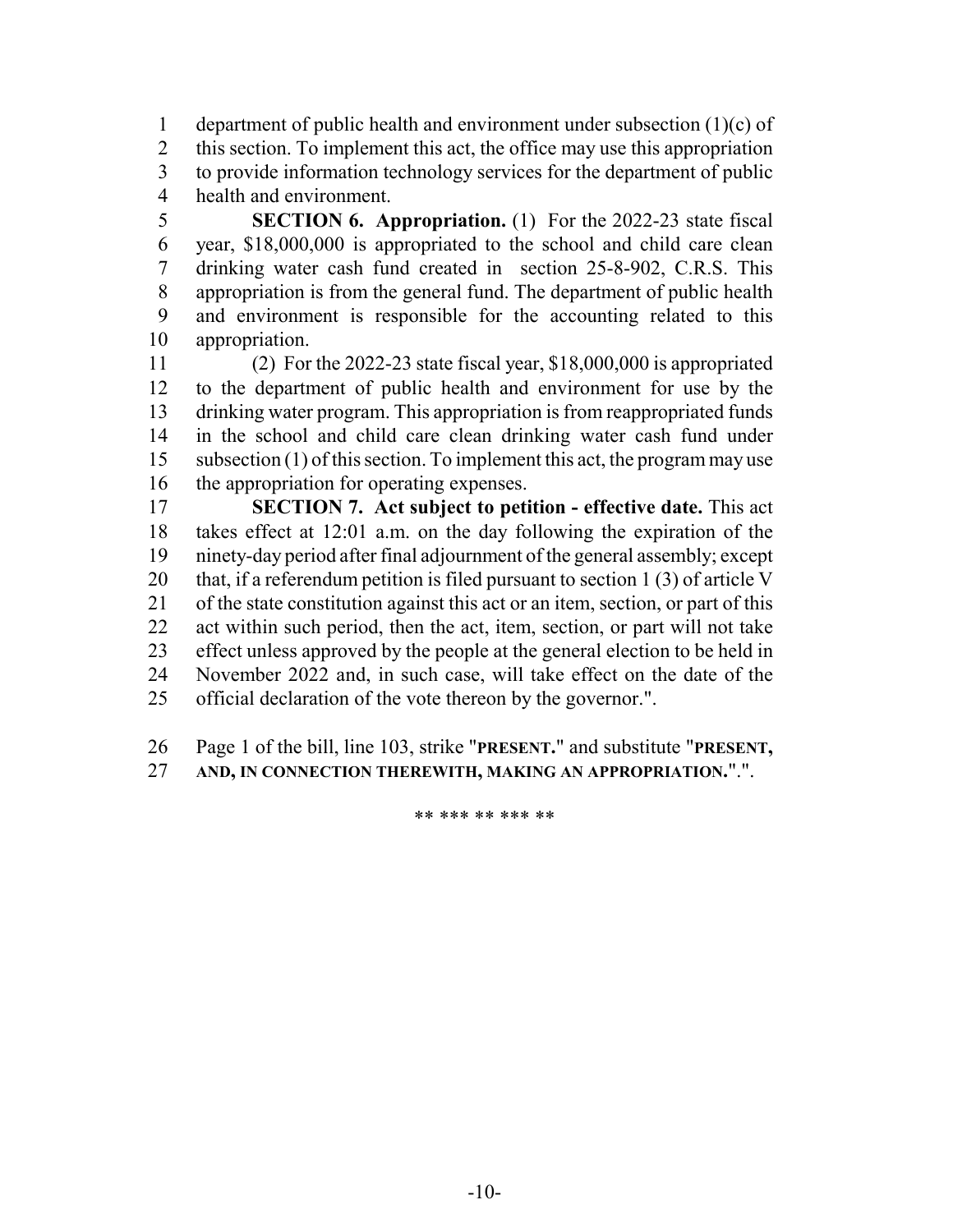department of public health and environment under subsection (1)(c) of this section. To implement this act, the office may use this appropriation to provide information technology services for the department of public health and environment.

**SECTION 6. Appropriation.** (1) For the 2022-23 state fiscal year, $18,000,000 is appropriated to the school and child care clean drinking water cash fund created in section 25-8-902, C.R.S. This appropriation is from the general fund. The department of public health and environment is responsible for the accounting related to this appropriation.

(2) For the 2022-23 state fiscal year, $18,000,000 is appropriated to the department of public health and environment for use by the drinking water program. This appropriation is from reappropriated funds in the school and child care clean drinking water cash fund under subsection (1) of this section. To implement this act, the program may use the appropriation for operating expenses.

**SECTION 7. Act subject to petition - effective date.** This act takes effect at 12:01 a.m. on the day following the expiration of the ninety-day period after final adjournment of the general assembly; except that, if a referendum petition is filed pursuant to section 1 (3) of article V of the state constitution against this act or an item, section, or part of this act within such period, then the act, item, section, or part will not take effect unless approved by the people at the general election to be held in November 2022 and, in such case, will take effect on the date of the official declaration of the vote thereon by the governor.".

Page 1 of the bill, line 103, strike "**PRESENT.**" and substitute "**PRESENT, AND, IN CONNECTION THEREWITH, MAKING AN APPROPRIATION.**".".

** *** ** *** **